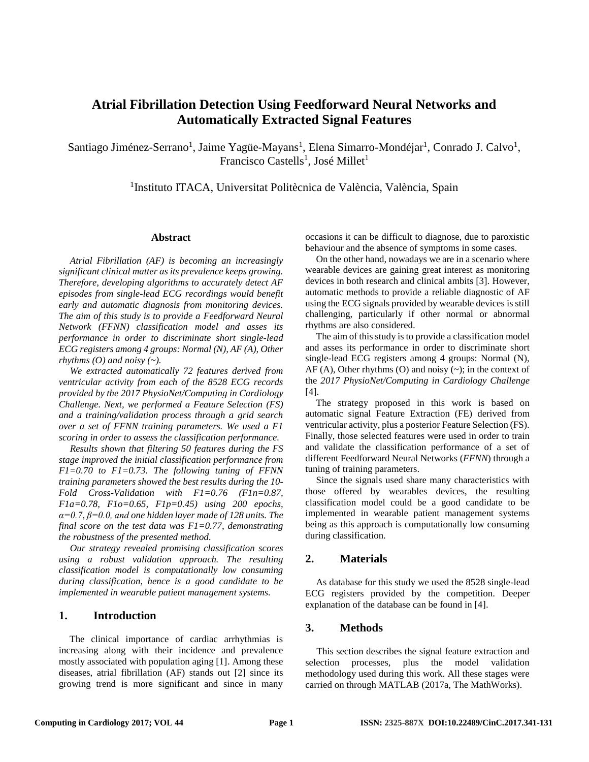# Atrial Fibrillation Detection Using Feedforward Neural Networks and Automatically Extracted Signal Features

Santiago Jiménez-Serrano[1], Jaime Yagüe-Mayans[1], Elena Simarro-Mondéjar[1], Conrado J. Calvo[1], Francisco Castells[1], José Millet[1]

[1]Instituto ITACA, Universitat Politècnica de València, València, Spain

## Abstract

*Atrial Fibrillation (AF) is becoming an increasingly significant clinical matter as its prevalence keeps growing. Therefore, developing algorithms to accurately detect AF episodes from single-lead ECG recordings would benefit early and automatic diagnosis from monitoring devices. The aim of this study is to provide a Feedforward Neural Network (FFNN) classification model and asses its performance in order to discriminate short single-lead ECG registers among 4 groups: Normal (N), AF (A), Other rhythms (O) and noisy (~).*

*We extracted automatically 72 features derived from ventricular activity from each of the 8528 ECG records provided by the 2017 PhysioNet/Computing in Cardiology Challenge. Next, we performed a Feature Selection (FS) and a training/validation process through a grid search over a set of FFNN training parameters. We used a F1 scoring in order to assess the classification performance.*

*Results shown that filtering 50 features during the FS stage improved the initial classification performance from F1=0.70 to F1=0.73. The following tuning of FFNN training parameters showed the best results during the 10-Fold Cross-Validation with F1=0.76 (F1n=0.87, F1a=0.78, F1o=0.65, F1p=0.45) using 200 epochs, $\alpha$=0.7, $\beta$=0.0, and one hidden layer made of 128 units. The final score on the test data was F1=0.77, demonstrating the robustness of the presented method.*

*Our strategy revealed promising classification scores using a robust validation approach. The resulting classification model is computationally low consuming during classification, hence is a good candidate to be implemented in wearable patient management systems.*

## 1. Introduction

The clinical importance of cardiac arrhythmias is increasing along with their incidence and prevalence mostly associated with population aging [1]. Among these diseases, atrial fibrillation (AF) stands out [2] since its growing trend is more significant and since in many occasions it can be difficult to diagnose, due to paroxistic behaviour and the absence of symptoms in some cases.

On the other hand, nowadays we are in a scenario where wearable devices are gaining great interest as monitoring devices in both research and clinical ambits [3]. However, automatic methods to provide a reliable diagnostic of AF using the ECG signals provided by wearable devices is still challenging, particularly if other normal or abnormal rhythms are also considered.

The aim of this study is to provide a classification model and asses its performance in order to discriminate short single-lead ECG registers among 4 groups: Normal (N), AF (A), Other rhythms (O) and noisy (~); in the context of the *2017 PhysioNet/Computing in Cardiology Challenge* [4].

The strategy proposed in this work is based on automatic signal Feature Extraction (FE) derived from ventricular activity, plus a posterior Feature Selection (FS). Finally, those selected features were used in order to train and validate the classification performance of a set of different Feedforward Neural Networks (*FFNN*) through a tuning of training parameters.

Since the signals used share many characteristics with those offered by wearables devices, the resulting classification model could be a good candidate to be implemented in wearable patient management systems being as this approach is computationally low consuming during classification.

## 2. Materials

As database for this study we used the 8528 single-lead ECG registers provided by the competition. Deeper explanation of the database can be found in [4].

## 3. Methods

This section describes the signal feature extraction and selection processes, plus the model validation methodology used during this work. All these stages were carried on through MATLAB (2017a, The MathWorks).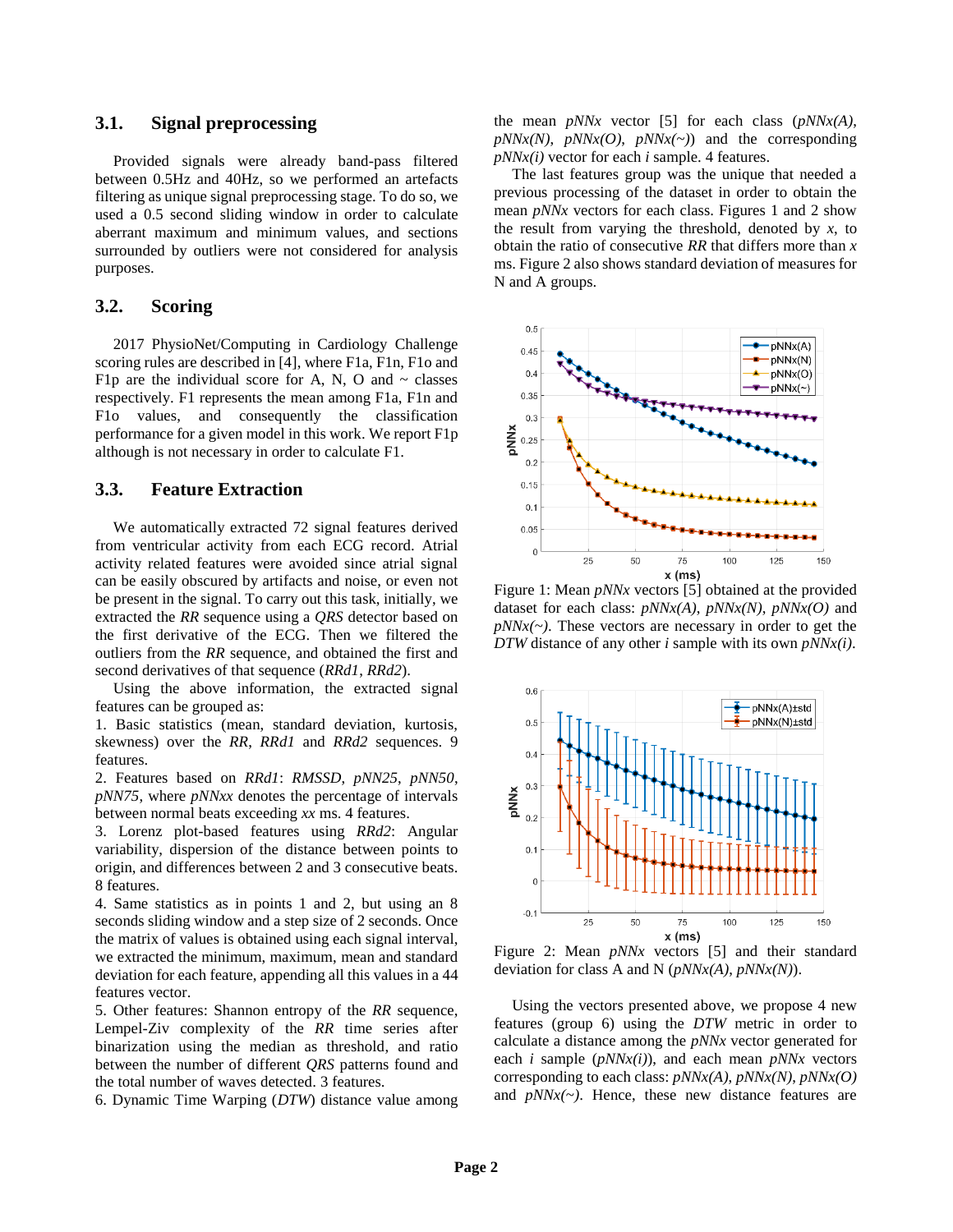### 3.1. Signal preprocessing

Provided signals were already band-pass filtered between 0.5Hz and 40Hz, so we performed an artefacts filtering as unique signal preprocessing stage. To do so, we used a 0.5 second sliding window in order to calculate aberrant maximum and minimum values, and sections surrounded by outliers were not considered for analysis purposes.

### 3.2. Scoring

2017 PhysioNet/Computing in Cardiology Challenge scoring rules are described in [4], where F1a, F1n, F1o and F1p are the individual score for A, N, O and ~ classes respectively. F1 represents the mean among F1a, F1n and F1o values, and consequently the classification performance for a given model in this work. We report F1p although is not necessary in order to calculate F1.

### 3.3. Feature Extraction

We automatically extracted 72 signal features derived from ventricular activity from each ECG record. Atrial activity related features were avoided since atrial signal can be easily obscured by artifacts and noise, or even not be present in the signal. To carry out this task, initially, we extracted the *RR* sequence using a *QRS* detector based on the first derivative of the ECG. Then we filtered the outliers from the *RR* sequence, and obtained the first and second derivatives of that sequence (*RRd1*, *RRd2*).

Using the above information, the extracted signal features can be grouped as:

1. Basic statistics (mean, standard deviation, kurtosis, skewness) over the *RR*, *RRd1* and *RRd2* sequences. 9 features.
2. Features based on *RRd1*: *RMSSD*, *pNN25*, *pNN50*, *pNN75*, where *pNNxx* denotes the percentage of intervals between normal beats exceeding *xx* ms. 4 features.
3. Lorenz plot-based features using *RRd2*: Angular variability, dispersion of the distance between points to origin, and differences between 2 and 3 consecutive beats. 8 features.
4. Same statistics as in points 1 and 2, but using an 8 seconds sliding window and a step size of 2 seconds. Once the matrix of values is obtained using each signal interval, we extracted the minimum, maximum, mean and standard deviation for each feature, appending all this values in a 44 features vector.
5. Other features: Shannon entropy of the *RR* sequence, Lempel-Ziv complexity of the *RR* time series after binarization using the median as threshold, and ratio between the number of different *QRS* patterns found and the total number of waves detected. 3 features.
6. Dynamic Time Warping (*DTW*) distance value among the mean *pNNx* vector [5] for each class (*pNNx(A)*, *pNNx(N)*, *pNNx(O)*, *pNNx(~)*) and the corresponding *pNNx(i)* vector for each *i* sample. 4 features.

The last features group was the unique that needed a previous processing of the dataset in order to obtain the mean *pNNx* vectors for each class. Figures 1 and 2 show the result from varying the threshold, denoted by *x*, to obtain the ratio of consecutive *RR* that differs more than *x* ms. Figure 2 also shows standard deviation of measures for N and A groups.

Figure 1: Mean *pNNx* vectors [5] obtained at the provided dataset for each class: *pNNx(A)*, *pNNx(N)*, *pNNx(O)* and *pNNx(~)*. These vectors are necessary in order to get the *DTW* distance of any other *i* sample with its own *pNNx(i)*.

Figure 2: Mean *pNNx* vectors [5] and their standard deviation for class A and N (*pNNx(A)*, *pNNx(N)*).

Using the vectors presented above, we propose 4 new features (group 6) using the *DTW* metric in order to calculate a distance among the *pNNx* vector generated for each *i* sample (*pNNx(i)*), and each mean *pNNx* vectors corresponding to each class: *pNNx(A)*, *pNNx(N)*, *pNNx(O)* and *pNNx(~)*. Hence, these new distance features are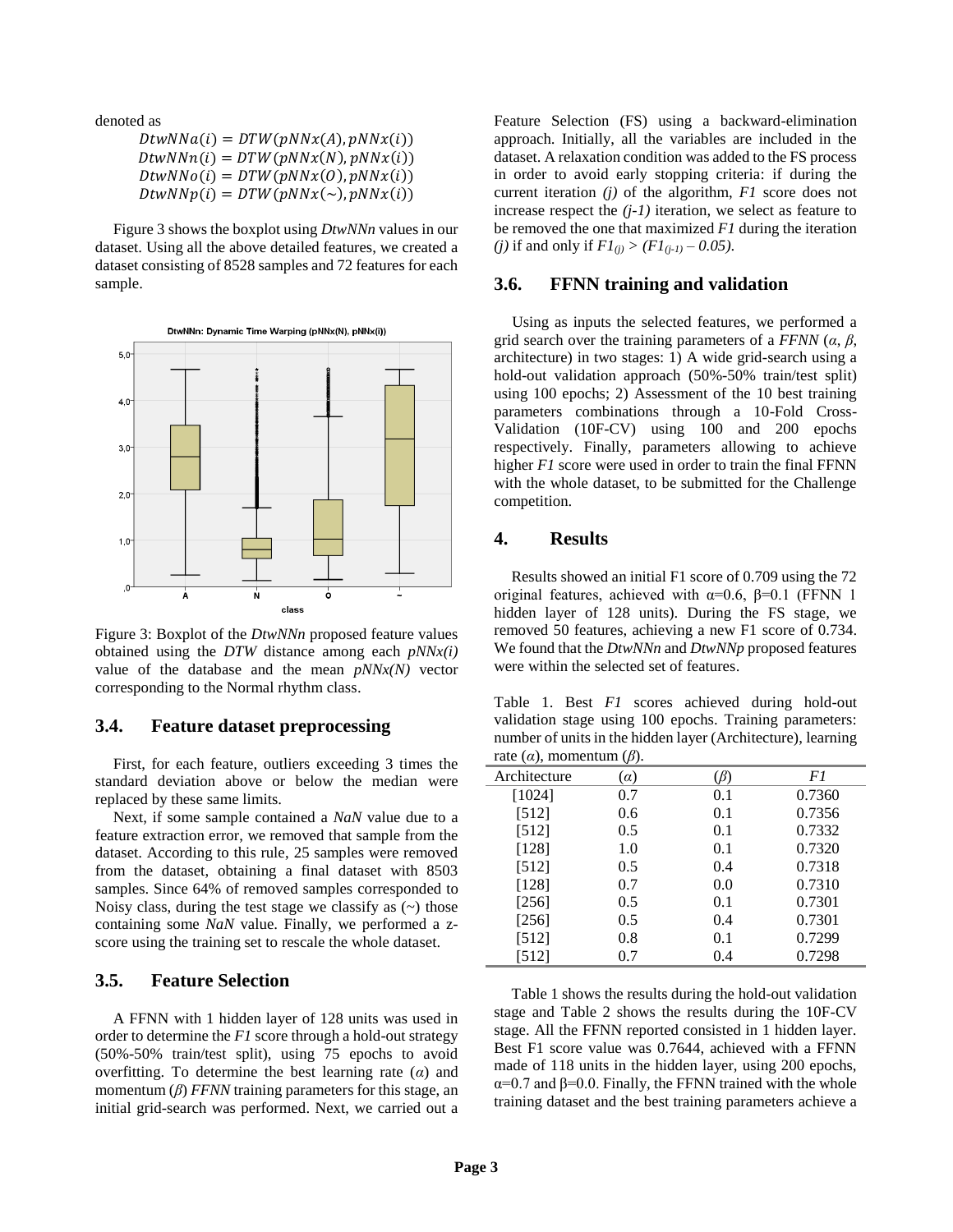denoted as

$$DtwNNa(i) = DTW(pNNx(A), pNNx(i))$$
$$DtwNNn(i) = DTW(pNNx(N), pNNx(i))$$
$$DtwNNo(i) = DTW(pNNx(O), pNNx(i))$$
$$DtwNNp(i) = DTW(pNNx(\sim), pNNx(i))$$

Figure 3 shows the boxplot using *DtwNNn* values in our dataset. Using all the above detailed features, we created a dataset consisting of 8528 samples and 72 features for each sample.

Figure 3: Boxplot of the *DtwNNn* proposed feature values obtained using the *DTW* distance among each *pNNx(i)* value of the database and the mean *pNNx(N)* vector corresponding to the Normal rhythm class.

### 3.4. Feature dataset preprocessing

First, for each feature, outliers exceeding 3 times the standard deviation above or below the median were replaced by these same limits.

Next, if some sample contained a *NaN* value due to a feature extraction error, we removed that sample from the dataset. According to this rule, 25 samples were removed from the dataset, obtaining a final dataset with 8503 samples. Since 64% of removed samples corresponded to Noisy class, during the test stage we classify as (~) those containing some *NaN* value. Finally, we performed a z-score using the training set to rescale the whole dataset.

### 3.5. Feature Selection

A FFNN with 1 hidden layer of 128 units was used in order to determine the *F1* score through a hold-out strategy (50%-50% train/test split), using 75 epochs to avoid overfitting. To determine the best learning rate ($\alpha$) and momentum ($\beta$) *FFNN* training parameters for this stage, an initial grid-search was performed. Next, we carried out a Feature Selection (FS) using a backward-elimination approach. Initially, all the variables are included in the dataset. A relaxation condition was added to the FS process in order to avoid early stopping criteria: if during the current iteration *(j)* of the algorithm, *F1* score does not increase respect the *(j-1)* iteration, we select as feature to be removed the one that maximized *F1* during the iteration *(j)* if and only if $F1_{(j)} > (F1_{(j-1)} - 0.05)$.

### 3.6. FFNN training and validation

Using as inputs the selected features, we performed a grid search over the training parameters of a *FFNN* ($\alpha$, $\beta$, architecture) in two stages: 1) A wide grid-search using a hold-out validation approach (50%-50% train/test split) using 100 epochs; 2) Assessment of the 10 best training parameters combinations through a 10-Fold Cross-Validation (10F-CV) using 100 and 200 epochs respectively. Finally, parameters allowing to achieve higher *F1* score were used in order to train the final FFNN with the whole dataset, to be submitted for the Challenge competition.

## 4. Results

Results showed an initial F1 score of 0.709 using the 72 original features, achieved with $\alpha$=0.6, $\beta$=0.1 (FFNN 1 hidden layer of 128 units). During the FS stage, we removed 50 features, achieving a new F1 score of 0.734. We found that the *DtwNNn* and *DtwNNp* proposed features were within the selected set of features.

Table 1. Best *F1* scores achieved during hold-out validation stage using 100 epochs. Training parameters: number of units in the hidden layer (Architecture), learning rate ($\alpha$), momentum ($\beta$).

| Architecture | ($\alpha$) | ($\beta$) | *F1* |
|---|---|---|---|
| [1024] | 0.7 | 0.1 | 0.7360 |
| [512] | 0.6 | 0.1 | 0.7356 |
| [512] | 0.5 | 0.1 | 0.7332 |
| [128] | 1.0 | 0.1 | 0.7320 |
| [512] | 0.5 | 0.4 | 0.7318 |
| [128] | 0.7 | 0.0 | 0.7310 |
| [256] | 0.5 | 0.1 | 0.7301 |
| [256] | 0.5 | 0.4 | 0.7301 |
| [512] | 0.8 | 0.1 | 0.7299 |
| [512] | 0.7 | 0.4 | 0.7298 |

Table 1 shows the results during the hold-out validation stage and Table 2 shows the results during the 10F-CV stage. All the FFNN reported consisted in 1 hidden layer. Best F1 score value was 0.7644, achieved with a FFNN made of 118 units in the hidden layer, using 200 epochs, $\alpha$=0.7 and $\beta$=0.0. Finally, the FFNN trained with the whole training dataset and the best training parameters achieve a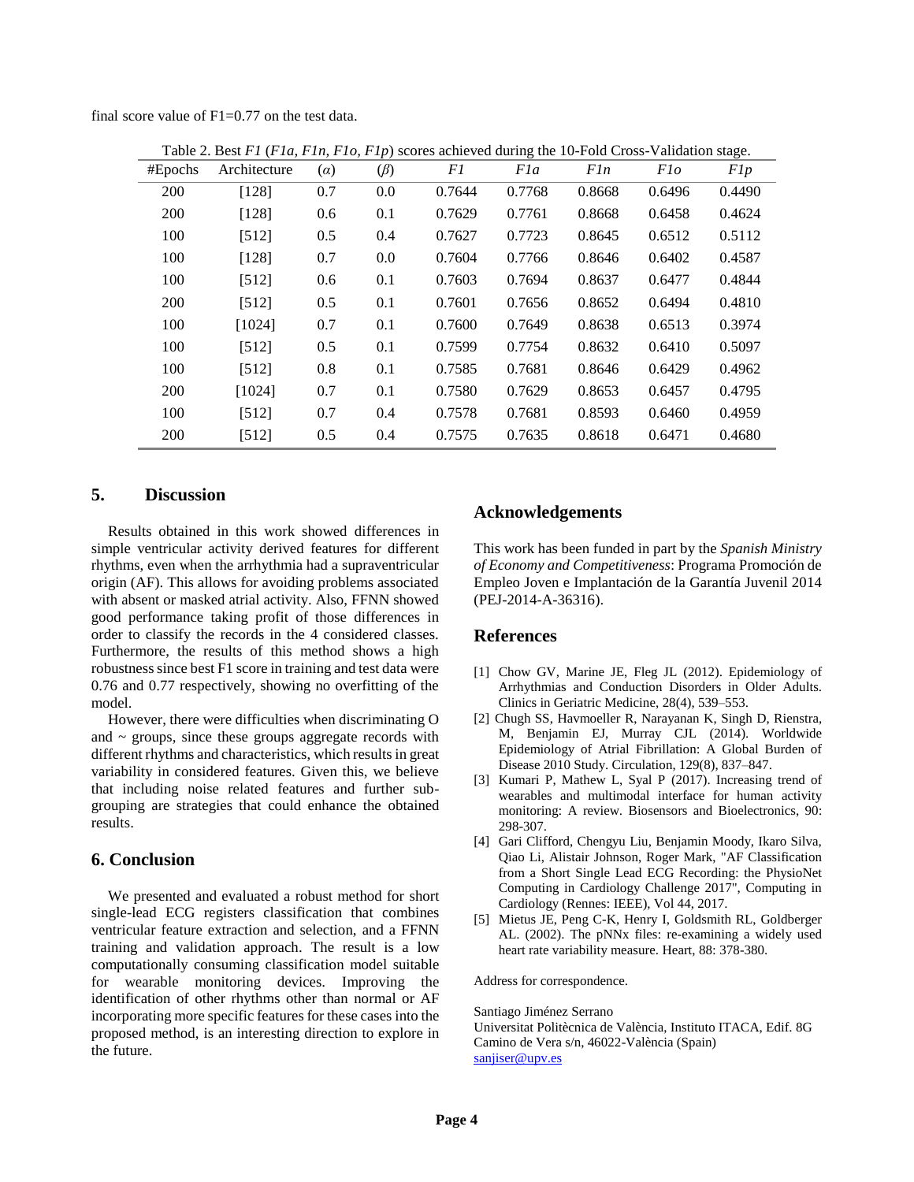final score value of F1=0.77 on the test data.

Table 2. Best *F1* (*F1a, F1n, F1o, F1p*) scores achieved during the 10-Fold Cross-Validation stage.

| #Epochs | Architecture | ($\alpha$) | ($\beta$) | *F1* | *F1a* | *F1n* | *F1o* | *F1p* |
|---|---|---|---|---|---|---|---|---|
| 200 | [128] | 0.7 | 0.0 | 0.7644 | 0.7768 | 0.8668 | 0.6496 | 0.4490 |
| 200 | [128] | 0.6 | 0.1 | 0.7629 | 0.7761 | 0.8668 | 0.6458 | 0.4624 |
| 100 | [512] | 0.5 | 0.4 | 0.7627 | 0.7723 | 0.8645 | 0.6512 | 0.5112 |
| 100 | [128] | 0.7 | 0.0 | 0.7604 | 0.7766 | 0.8646 | 0.6402 | 0.4587 |
| 100 | [512] | 0.6 | 0.1 | 0.7603 | 0.7694 | 0.8637 | 0.6477 | 0.4844 |
| 200 | [512] | 0.5 | 0.1 | 0.7601 | 0.7656 | 0.8652 | 0.6494 | 0.4810 |
| 100 | [1024] | 0.7 | 0.1 | 0.7600 | 0.7649 | 0.8638 | 0.6513 | 0.3974 |
| 100 | [512] | 0.5 | 0.1 | 0.7599 | 0.7754 | 0.8632 | 0.6410 | 0.5097 |
| 100 | [512] | 0.8 | 0.1 | 0.7585 | 0.7681 | 0.8646 | 0.6429 | 0.4962 |
| 200 | [1024] | 0.7 | 0.1 | 0.7580 | 0.7629 | 0.8653 | 0.6457 | 0.4795 |
| 100 | [512] | 0.7 | 0.4 | 0.7578 | 0.7681 | 0.8593 | 0.6460 | 0.4959 |
| 200 | [512] | 0.5 | 0.4 | 0.7575 | 0.7635 | 0.8618 | 0.6471 | 0.4680 |

## 5. Discussion

Results obtained in this work showed differences in simple ventricular activity derived features for different rhythms, even when the arrhythmia had a supraventricular origin (AF). This allows for avoiding problems associated with absent or masked atrial activity. Also, FFNN showed good performance taking profit of those differences in order to classify the records in the 4 considered classes. Furthermore, the results of this method shows a high robustness since best F1 score in training and test data were 0.76 and 0.77 respectively, showing no overfitting of the model.

However, there were difficulties when discriminating O and ~ groups, since these groups aggregate records with different rhythms and characteristics, which results in great variability in considered features. Given this, we believe that including noise related features and further sub-grouping are strategies that could enhance the obtained results.

## 6. Conclusion

We presented and evaluated a robust method for short single-lead ECG registers classification that combines ventricular feature extraction and selection, and a FFNN training and validation approach. The result is a low computationally consuming classification model suitable for wearable monitoring devices. Improving the identification of other rhythms other than normal or AF incorporating more specific features for these cases into the proposed method, is an interesting direction to explore in the future.

## Acknowledgements

This work has been funded in part by the *Spanish Ministry of Economy and Competitiveness*: Programa Promoción de Empleo Joven e Implantación de la Garantía Juvenil 2014 (PEJ-2014-A-36316).

## References

[1] Chow GV, Marine JE, Fleg JL (2012). Epidemiology of Arrhythmias and Conduction Disorders in Older Adults. Clinics in Geriatric Medicine, 28(4), 539–553.

[2] Chugh SS, Havmoeller R, Narayanan K, Singh D, Rienstra, M, Benjamin EJ, Murray CJL (2014). Worldwide Epidemiology of Atrial Fibrillation: A Global Burden of Disease 2010 Study. Circulation, 129(8), 837–847.

[3] Kumari P, Mathew L, Syal P (2017). Increasing trend of wearables and multimodal interface for human activity monitoring: A review. Biosensors and Bioelectronics, 90: 298-307.

[4] Gari Clifford, Chengyu Liu, Benjamin Moody, Ikaro Silva, Qiao Li, Alistair Johnson, Roger Mark, "AF Classification from a Short Single Lead ECG Recording: the PhysioNet Computing in Cardiology Challenge 2017", Computing in Cardiology (Rennes: IEEE), Vol 44, 2017.

[5] Mietus JE, Peng C-K, Henry I, Goldsmith RL, Goldberger AL. (2002). The pNNx files: re-examining a widely used heart rate variability measure. Heart, 88: 378-380.

Address for correspondence.

Santiago Jiménez Serrano
Universitat Politècnica de València, Instituto ITACA, Edif. 8G
Camino de Vera s/n, 46022-València (Spain)
sanjiser@upv.es